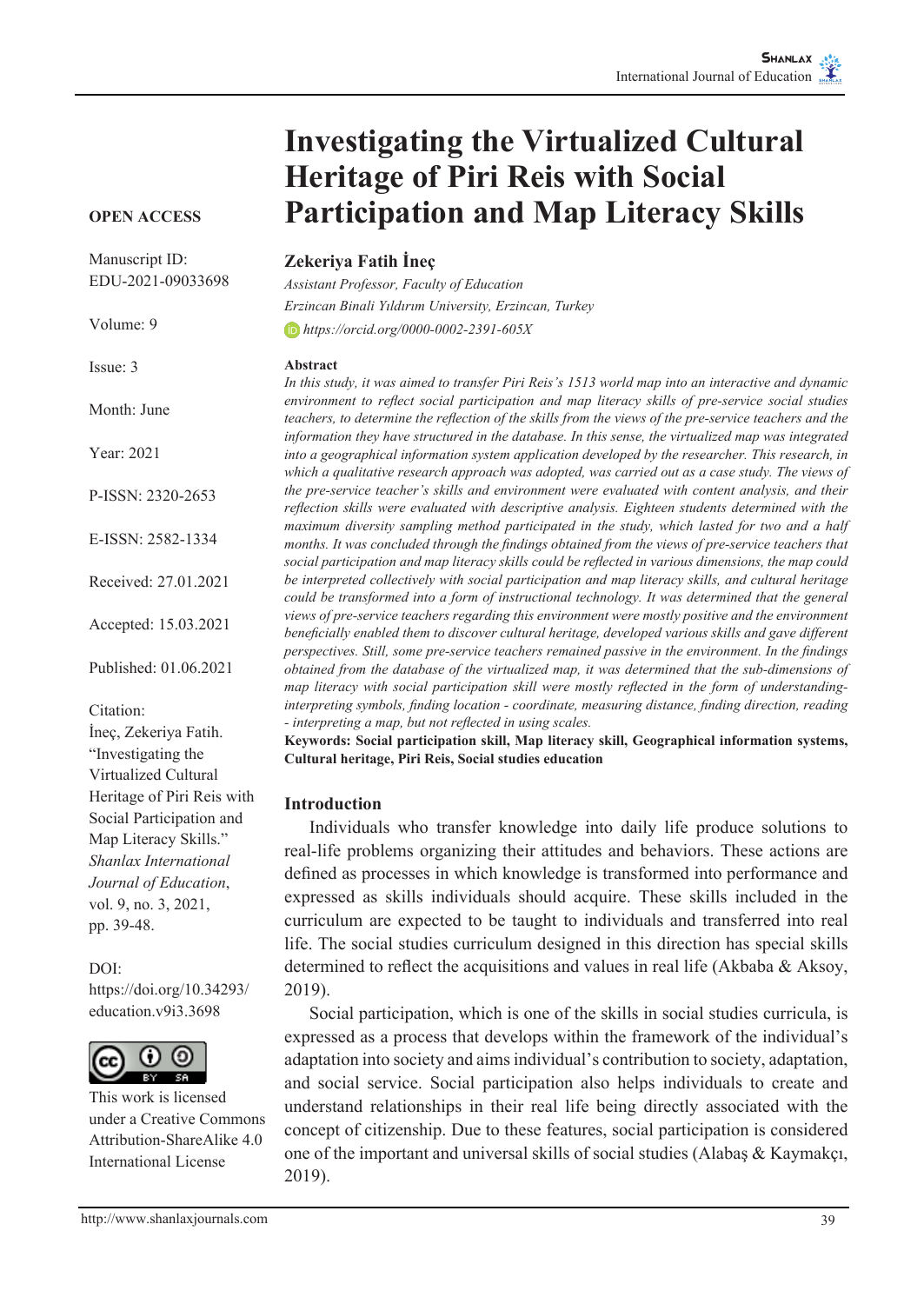# Investigating the Virtualized Cultural Heritage of Piri Reis with Social Participation and Map Literacy Skills

**OPEN ACCESS**

Manuscript ID: EDU-2021-09033698

Volume: 9

Issue: 3

Month: June

Year: 2021

P-ISSN: 2320-2653

E-ISSN: 2582-1334

Received: 27.01.2021

Accepted: 15.03.2021

Published: 01.06.2021

Citation:
İneç, Zekeriya Fatih. "Investigating the Virtualized Cultural Heritage of Piri Reis with Social Participation and Map Literacy Skills." *Shanlax International Journal of Education*, vol. 9, no. 3, 2021, pp. 39-48.

DOI:
https://doi.org/10.34293/education.v9i3.3698

This work is licensed under a Creative Commons Attribution-ShareAlike 4.0 International License

**Zekeriya Fatih İneç**

*Assistant Professor, Faculty of Education*

*Erzincan Binali Yıldırım University, Erzincan, Turkey*

*https://orcid.org/0000-0002-2391-605X*

**Abstract**

*In this study, it was aimed to transfer Piri Reis's 1513 world map into an interactive and dynamic environment to reflect social participation and map literacy skills of pre-service social studies teachers, to determine the reflection of the skills from the views of the pre-service teachers and the information they have structured in the database. In this sense, the virtualized map was integrated into a geographical information system application developed by the researcher. This research, in which a qualitative research approach was adopted, was carried out as a case study. The views of the pre-service teacher's skills and environment were evaluated with content analysis, and their reflection skills were evaluated with descriptive analysis. Eighteen students determined with the maximum diversity sampling method participated in the study, which lasted for two and a half months. It was concluded through the findings obtained from the views of pre-service teachers that social participation and map literacy skills could be reflected in various dimensions, the map could be interpreted collectively with social participation and map literacy skills, and cultural heritage could be transformed into a form of instructional technology. It was determined that the general views of pre-service teachers regarding this environment were mostly positive and the environment beneficially enabled them to discover cultural heritage, developed various skills and gave different perspectives. Still, some pre-service teachers remained passive in the environment. In the findings obtained from the database of the virtualized map, it was determined that the sub-dimensions of map literacy with social participation skill were mostly reflected in the form of understanding-interpreting symbols, finding location - coordinate, measuring distance, finding direction, reading - interpreting a map, but not reflected in using scales.*

**Keywords: Social participation skill, Map literacy skill, Geographical information systems, Cultural heritage, Piri Reis, Social studies education**

## Introduction

Individuals who transfer knowledge into daily life produce solutions to real-life problems organizing their attitudes and behaviors. These actions are defined as processes in which knowledge is transformed into performance and expressed as skills individuals should acquire. These skills included in the curriculum are expected to be taught to individuals and transferred into real life. The social studies curriculum designed in this direction has special skills determined to reflect the acquisitions and values in real life (Akbaba & Aksoy, 2019).

Social participation, which is one of the skills in social studies curricula, is expressed as a process that develops within the framework of the individual's adaptation into society and aims individual's contribution to society, adaptation, and social service. Social participation also helps individuals to create and understand relationships in their real life being directly associated with the concept of citizenship. Due to these features, social participation is considered one of the important and universal skills of social studies (Alabaş & Kaymakçı, 2019).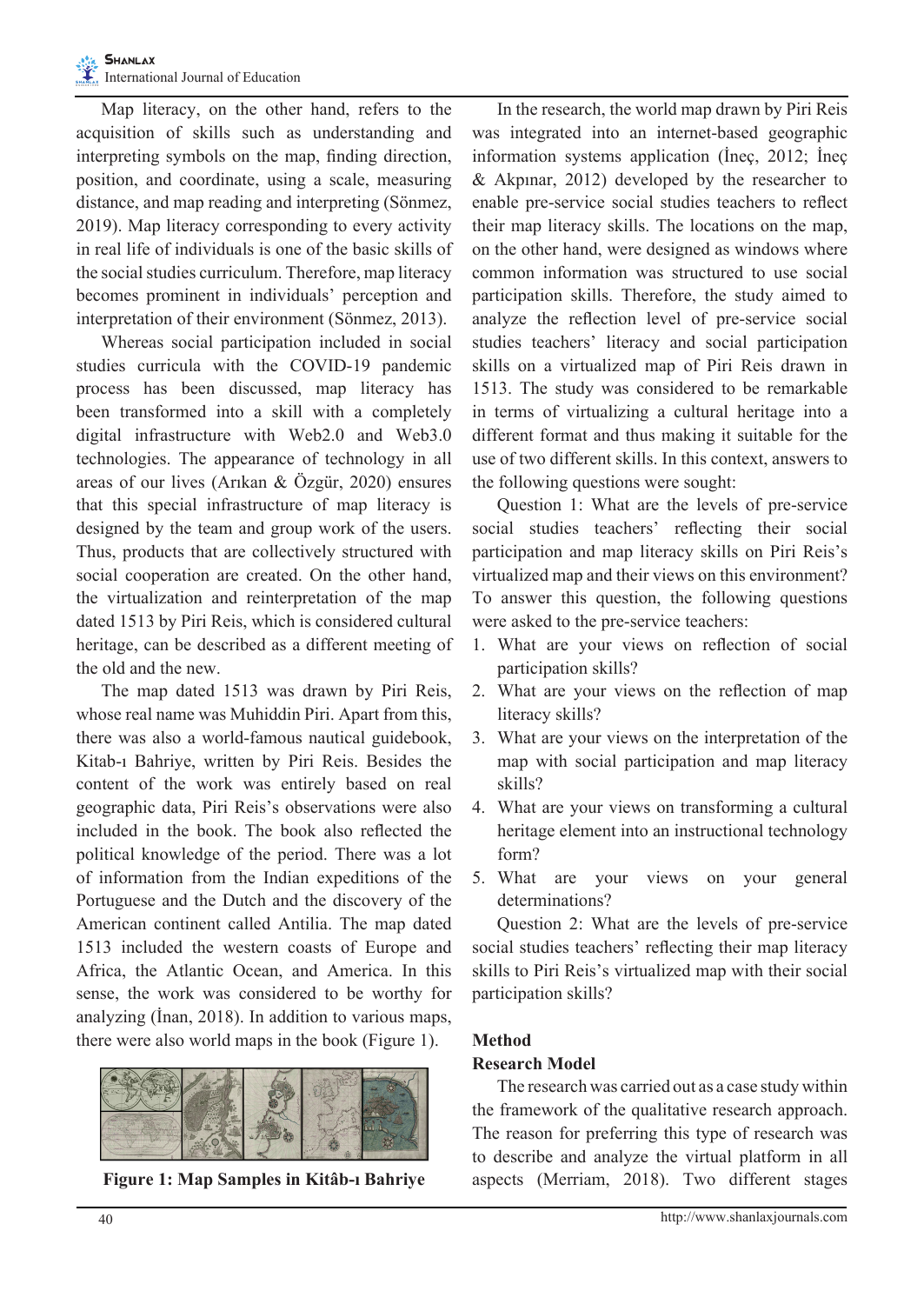Map literacy, on the other hand, refers to the acquisition of skills such as understanding and interpreting symbols on the map, finding direction, position, and coordinate, using a scale, measuring distance, and map reading and interpreting (Sönmez, 2019). Map literacy corresponding to every activity in real life of individuals is one of the basic skills of the social studies curriculum. Therefore, map literacy becomes prominent in individuals' perception and interpretation of their environment (Sönmez, 2013).

Whereas social participation included in social studies curricula with the COVID-19 pandemic process has been discussed, map literacy has been transformed into a skill with a completely digital infrastructure with Web2.0 and Web3.0 technologies. The appearance of technology in all areas of our lives (Arıkan & Özgür, 2020) ensures that this special infrastructure of map literacy is designed by the team and group work of the users. Thus, products that are collectively structured with social cooperation are created. On the other hand, the virtualization and reinterpretation of the map dated 1513 by Piri Reis, which is considered cultural heritage, can be described as a different meeting of the old and the new.

The map dated 1513 was drawn by Piri Reis, whose real name was Muhiddin Piri. Apart from this, there was also a world-famous nautical guidebook, Kitab-ı Bahriye, written by Piri Reis. Besides the content of the work was entirely based on real geographic data, Piri Reis's observations were also included in the book. The book also reflected the political knowledge of the period. There was a lot of information from the Indian expeditions of the Portuguese and the Dutch and the discovery of the American continent called Antilia. The map dated 1513 included the western coasts of Europe and Africa, the Atlantic Ocean, and America. In this sense, the work was considered to be worthy for analyzing (İnan, 2018). In addition to various maps, there were also world maps in the book (Figure 1).

**Figure 1: Map Samples in Kitâb-ı Bahriye**

In the research, the world map drawn by Piri Reis was integrated into an internet-based geographic information systems application (İneç, 2012; İneç & Akpınar, 2012) developed by the researcher to enable pre-service social studies teachers to reflect their map literacy skills. The locations on the map, on the other hand, were designed as windows where common information was structured to use social participation skills. Therefore, the study aimed to analyze the reflection level of pre-service social studies teachers' literacy and social participation skills on a virtualized map of Piri Reis drawn in 1513. The study was considered to be remarkable in terms of virtualizing a cultural heritage into a different format and thus making it suitable for the use of two different skills. In this context, answers to the following questions were sought:

Question 1: What are the levels of pre-service social studies teachers' reflecting their social participation and map literacy skills on Piri Reis's virtualized map and their views on this environment? To answer this question, the following questions were asked to the pre-service teachers:

1. What are your views on reflection of social participation skills?
2. What are your views on the reflection of map literacy skills?
3. What are your views on the interpretation of the map with social participation and map literacy skills?
4. What are your views on transforming a cultural heritage element into an instructional technology form?
5. What are your views on your general determinations?

Question 2: What are the levels of pre-service social studies teachers' reflecting their map literacy skills to Piri Reis's virtualized map with their social participation skills?

## Method

### Research Model

The research was carried out as a case study within the framework of the qualitative research approach. The reason for preferring this type of research was to describe and analyze the virtual platform in all aspects (Merriam, 2018). Two different stages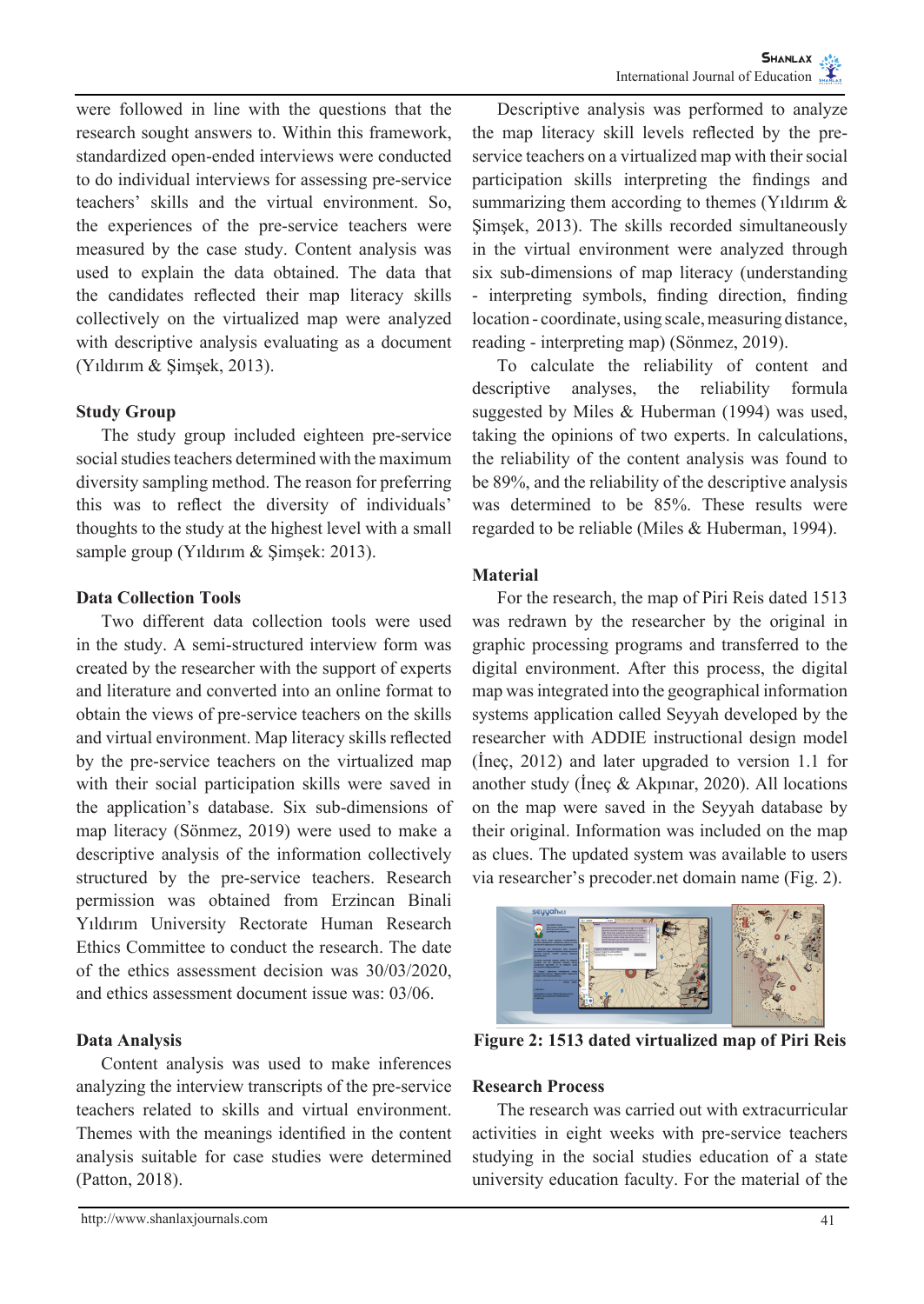were followed in line with the questions that the research sought answers to. Within this framework, standardized open-ended interviews were conducted to do individual interviews for assessing pre-service teachers' skills and the virtual environment. So, the experiences of the pre-service teachers were measured by the case study. Content analysis was used to explain the data obtained. The data that the candidates reflected their map literacy skills collectively on the virtualized map were analyzed with descriptive analysis evaluating as a document (Yıldırım & Şimşek, 2013).

### Study Group

The study group included eighteen pre-service social studies teachers determined with the maximum diversity sampling method. The reason for preferring this was to reflect the diversity of individuals' thoughts to the study at the highest level with a small sample group (Yıldırım & Şimşek: 2013).

### Data Collection Tools

Two different data collection tools were used in the study. A semi-structured interview form was created by the researcher with the support of experts and literature and converted into an online format to obtain the views of pre-service teachers on the skills and virtual environment. Map literacy skills reflected by the pre-service teachers on the virtualized map with their social participation skills were saved in the application's database. Six sub-dimensions of map literacy (Sönmez, 2019) were used to make a descriptive analysis of the information collectively structured by the pre-service teachers. Research permission was obtained from Erzincan Binali Yıldırım University Rectorate Human Research Ethics Committee to conduct the research. The date of the ethics assessment decision was 30/03/2020, and ethics assessment document issue was: 03/06.

### Data Analysis

Content analysis was used to make inferences analyzing the interview transcripts of the pre-service teachers related to skills and virtual environment. Themes with the meanings identified in the content analysis suitable for case studies were determined (Patton, 2018).

Descriptive analysis was performed to analyze the map literacy skill levels reflected by the pre-service teachers on a virtualized map with their social participation skills interpreting the findings and summarizing them according to themes (Yıldırım & Şimşek, 2013). The skills recorded simultaneously in the virtual environment were analyzed through six sub-dimensions of map literacy (understanding - interpreting symbols, finding direction, finding location - coordinate, using scale, measuring distance, reading - interpreting map) (Sönmez, 2019).

To calculate the reliability of content and descriptive analyses, the reliability formula suggested by Miles & Huberman (1994) was used, taking the opinions of two experts. In calculations, the reliability of the content analysis was found to be 89%, and the reliability of the descriptive analysis was determined to be 85%. These results were regarded to be reliable (Miles & Huberman, 1994).

### Material

For the research, the map of Piri Reis dated 1513 was redrawn by the researcher by the original in graphic processing programs and transferred to the digital environment. After this process, the digital map was integrated into the geographical information systems application called Seyyah developed by the researcher with ADDIE instructional design model (İneç, 2012) and later upgraded to version 1.1 for another study (İneç & Akpınar, 2020). All locations on the map were saved in the Seyyah database by their original. Information was included on the map as clues. The updated system was available to users via researcher's precoder.net domain name (Fig. 2).

**Figure 2: 1513 dated virtualized map of Piri Reis**

### Research Process

The research was carried out with extracurricular activities in eight weeks with pre-service teachers studying in the social studies education of a state university education faculty. For the material of the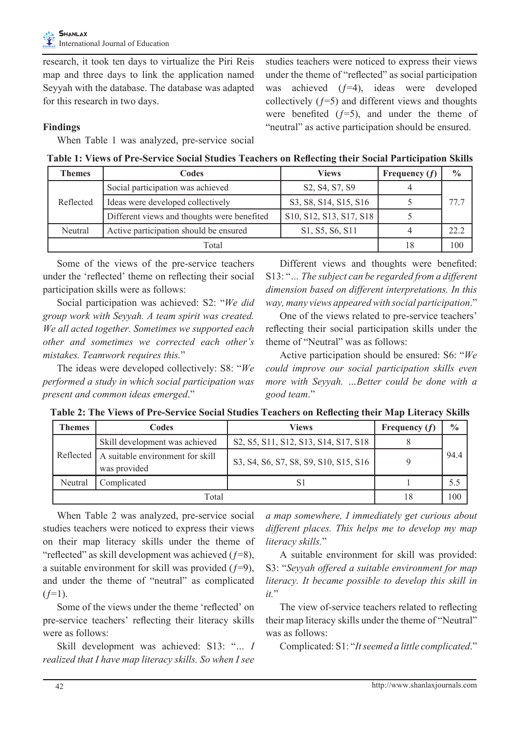research, it took ten days to virtualize the Piri Reis map and three days to link the application named Seyyah with the database. The database was adapted for this research in two days.

## Findings

When Table 1 was analyzed, pre-service social studies teachers were noticed to express their views under the theme of "reflected" as social participation was achieved ($f$=4), ideas were developed collectively ($f$=5) and different views and thoughts were benefited ($f$=5), and under the theme of "neutral" as active participation should be ensured.

**Table 1: Views of Pre-Service Social Studies Teachers on Reflecting their Social Participation Skills**

| Themes | Codes | Views | Frequency ($f$) | % |
|---|---|---|---|---|
| Reflected | Social participation was achieved | S2, S4, S7, S9 | 4 | 77.7 |
| | Ideas were developed collectively | S3, S8, S14, S15, S16 | 5 | |
| | Different views and thoughts were benefited | S10, S12, S13, S17, S18 | 5 | |
| Neutral | Active participation should be ensured | S1, S5, S6, S11 | 4 | 22.2 |
| Total | | | 18 | 100 |

Some of the views of the pre-service teachers under the 'reflected' theme on reflecting their social participation skills were as follows:

Social participation was achieved: S2: "*We did group work with Seyyah. A team spirit was created. We all acted together. Sometimes we supported each other and sometimes we corrected each other's mistakes. Teamwork requires this.*"

The ideas were developed collectively: S8: "*We performed a study in which social participation was present and common ideas emerged*."

Different views and thoughts were benefited: S13: "*... The subject can be regarded from a different dimension based on different interpretations. In this way, many views appeared with social participation*."

One of the views related to pre-service teachers' reflecting their social participation skills under the theme of "Neutral" was as follows:

Active participation should be ensured: S6: "*We could improve our social participation skills even more with Seyyah. ...Better could be done with a good team*."

**Table 2: The Views of Pre-Service Social Studies Teachers on Reflecting their Map Literacy Skills**

| Themes | Codes | Views | Frequency ($f$) | % |
|---|---|---|---|---|
| Reflected | Skill development was achieved | S2, S5, S11, S12, S13, S14, S17, S18 | 8 | 94.4 |
| | A suitable environment for skill was provided | S3, S4, S6, S7, S8, S9, S10, S15, S16 | 9 | |
| Neutral | Complicated | S1 | 1 | 5.5 |
| Total | | | 18 | 100 |

When Table 2 was analyzed, pre-service social studies teachers were noticed to express their views on their map literacy skills under the theme of "reflected" as skill development was achieved ($f$=8), a suitable environment for skill was provided ($f$=9), and under the theme of "neutral" as complicated ($f$=1).

Some of the views under the theme 'reflected' on pre-service teachers' reflecting their literacy skills were as follows:

Skill development was achieved: S13: "*... I realized that I have map literacy skills. So when I see a map somewhere, I immediately get curious about different places. This helps me to develop my map literacy skills.*"

A suitable environment for skill was provided: S3: "*Seyyah offered a suitable environment for map literacy. It became possible to develop this skill in it.*"

The view of-service teachers related to reflecting their map literacy skills under the theme of "Neutral" was as follows:

Complicated: S1: "*It seemed a little complicated*."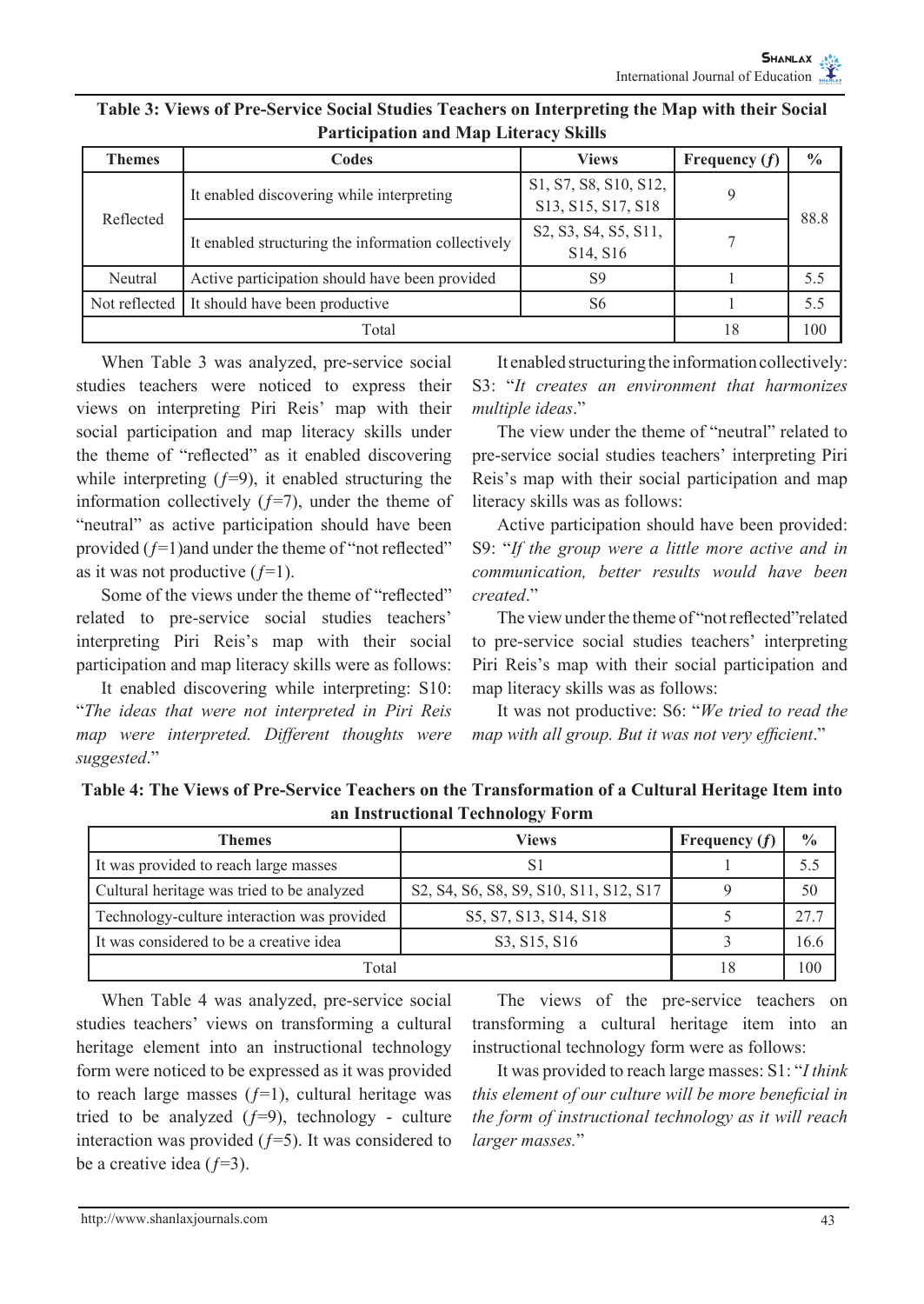**Table 3: Views of Pre-Service Social Studies Teachers on Interpreting the Map with their Social Participation and Map Literacy Skills**

| Themes | Codes | Views | Frequency (*f*) | % |
|---|---|---|---|---|
| Reflected | It enabled discovering while interpreting | S1, S7, S8, S10, S12, S13, S15, S17, S18 | 9 | 88.8 |
| | It enabled structuring the information collectively | S2, S3, S4, S5, S11, S14, S16 | 7 | |
| Neutral | Active participation should have been provided | S9 | 1 | 5.5 |
| Not reflected | It should have been productive | S6 | 1 | 5.5 |
| Total | | | 18 | 100 |

When Table 3 was analyzed, pre-service social studies teachers were noticed to express their views on interpreting Piri Reis' map with their social participation and map literacy skills under the theme of "reflected" as it enabled discovering while interpreting (*f*=9), it enabled structuring the information collectively (*f*=7), under the theme of "neutral" as active participation should have been provided (*f*=1)and under the theme of "not reflected" as it was not productive (*f*=1).

Some of the views under the theme of "reflected" related to pre-service social studies teachers' interpreting Piri Reis's map with their social participation and map literacy skills were as follows:

It enabled discovering while interpreting: S10: "*The ideas that were not interpreted in Piri Reis map were interpreted. Different thoughts were suggested*."

It enabled structuring the information collectively: S3: "*It creates an environment that harmonizes multiple ideas*."

The view under the theme of "neutral" related to pre-service social studies teachers' interpreting Piri Reis's map with their social participation and map literacy skills was as follows:

Active participation should have been provided: S9: "*If the group were a little more active and in communication, better results would have been created*."

The view under the theme of "not reflected" related to pre-service social studies teachers' interpreting Piri Reis's map with their social participation and map literacy skills was as follows:

It was not productive: S6: "*We tried to read the map with all group. But it was not very efficient*."

**Table 4: The Views of Pre-Service Teachers on the Transformation of a Cultural Heritage Item into an Instructional Technology Form**

| Themes | Views | Frequency (*f*) | % |
|---|---|---|---|
| It was provided to reach large masses | S1 | 1 | 5.5 |
| Cultural heritage was tried to be analyzed | S2, S4, S6, S8, S9, S10, S11, S12, S17 | 9 | 50 |
| Technology-culture interaction was provided | S5, S7, S13, S14, S18 | 5 | 27.7 |
| It was considered to be a creative idea | S3, S15, S16 | 3 | 16.6 |
| Total | | 18 | 100 |

When Table 4 was analyzed, pre-service social studies teachers' views on transforming a cultural heritage element into an instructional technology form were noticed to be expressed as it was provided to reach large masses (*f*=1), cultural heritage was tried to be analyzed (*f*=9), technology - culture interaction was provided (*f*=5). It was considered to be a creative idea (*f*=3).

The views of the pre-service teachers on transforming a cultural heritage item into an instructional technology form were as follows:

It was provided to reach large masses: S1: "*I think this element of our culture will be more beneficial in the form of instructional technology as it will reach larger masses.*"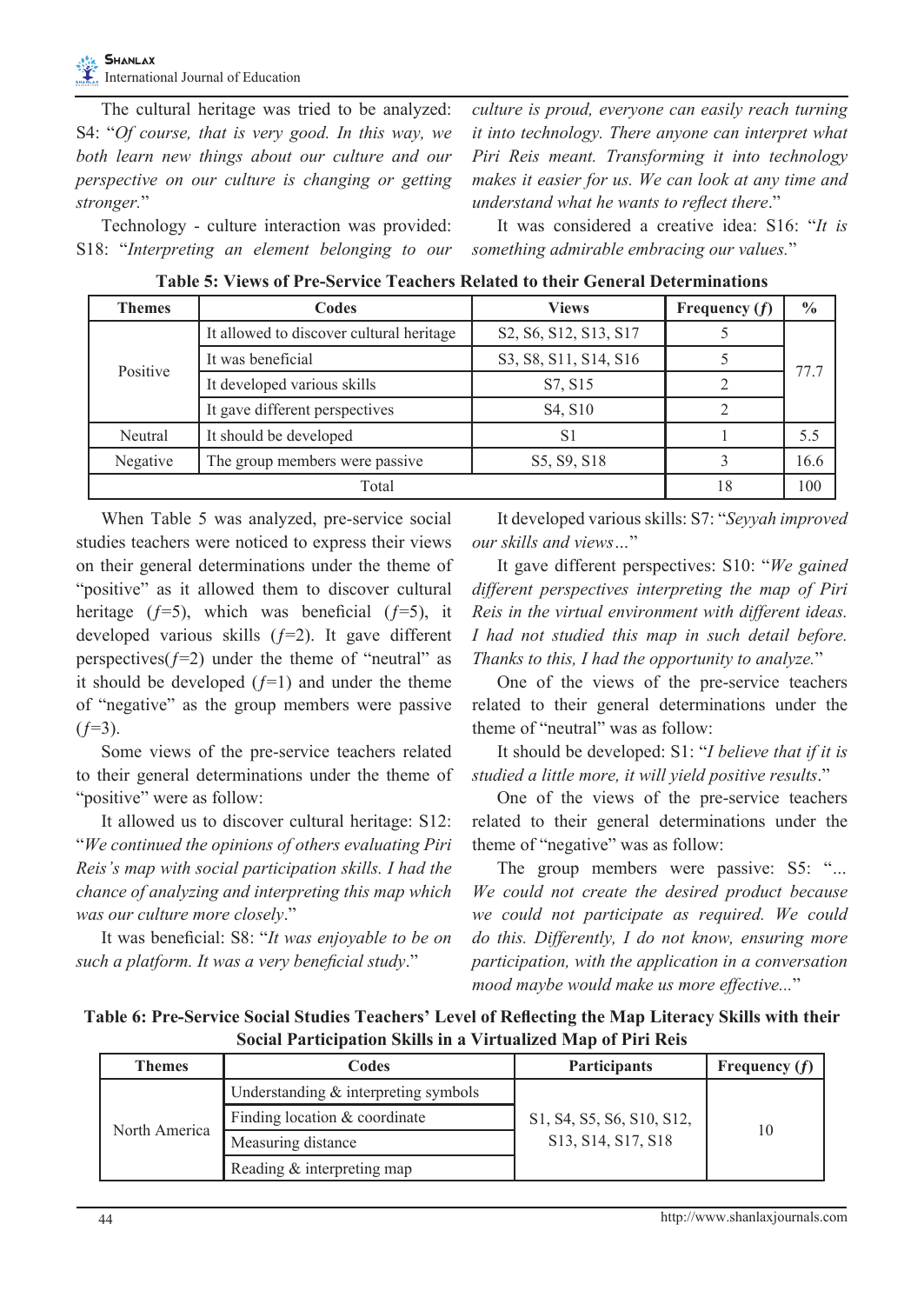The cultural heritage was tried to be analyzed: S4: "*Of course, that is very good. In this way, we both learn new things about our culture and our perspective on our culture is changing or getting stronger.*"

Technology - culture interaction was provided: S18: "*Interpreting an element belonging to our culture is proud, everyone can easily reach turning it into technology. There anyone can interpret what Piri Reis meant. Transforming it into technology makes it easier for us. We can look at any time and understand what he wants to reflect there*."

It was considered a creative idea: S16: "*It is something admirable embracing our values.*"

**Table 5: Views of Pre-Service Teachers Related to their General Determinations**

| Themes | Codes | Views | Frequency (*f*) | % |
|---|---|---|---|---|
| Positive | It allowed to discover cultural heritage | S2, S6, S12, S13, S17 | 5 | 77.7 |
| | It was beneficial | S3, S8, S11, S14, S16 | 5 | |
| | It developed various skills | S7, S15 | 2 | |
| | It gave different perspectives | S4, S10 | 2 | |
| Neutral | It should be developed | S1 | 1 | 5.5 |
| Negative | The group members were passive | S5, S9, S18 | 3 | 16.6 |
| Total | | | 18 | 100 |

When Table 5 was analyzed, pre-service social studies teachers were noticed to express their views on their general determinations under the theme of "positive" as it allowed them to discover cultural heritage (*f*=5), which was beneficial (*f*=5), it developed various skills (*f*=2). It gave different perspectives(*f*=2) under the theme of "neutral" as it should be developed (*f*=1) and under the theme of "negative" as the group members were passive (*f*=3).

Some views of the pre-service teachers related to their general determinations under the theme of "positive" were as follow:

It allowed us to discover cultural heritage: S12: "*We continued the opinions of others evaluating Piri Reis's map with social participation skills. I had the chance of analyzing and interpreting this map which was our culture more closely*."

It was beneficial: S8: "*It was enjoyable to be on such a platform. It was a very beneficial study*."

It developed various skills: S7: "*Seyyah improved our skills and views…*"

It gave different perspectives: S10: "*We gained different perspectives interpreting the map of Piri Reis in the virtual environment with different ideas. I had not studied this map in such detail before. Thanks to this, I had the opportunity to analyze.*"

One of the views of the pre-service teachers related to their general determinations under the theme of "neutral" was as follow:

It should be developed: S1: "*I believe that if it is studied a little more, it will yield positive results*."

One of the views of the pre-service teachers related to their general determinations under the theme of "negative" was as follow:

The group members were passive: S5: "*... We could not create the desired product because we could not participate as required. We could do this. Differently, I do not know, ensuring more participation, with the application in a conversation mood maybe would make us more effective...*"

**Table 6: Pre-Service Social Studies Teachers' Level of Reflecting the Map Literacy Skills with their Social Participation Skills in a Virtualized Map of Piri Reis**

| Themes | Codes | Participants | Frequency (*f*) |
|---|---|---|---|
| North America | Understanding & interpreting symbols | S1, S4, S5, S6, S10, S12, S13, S14, S17, S18 | 10 |
| | Finding location & coordinate | | |
| | Measuring distance | | |
| | Reading & interpreting map | | |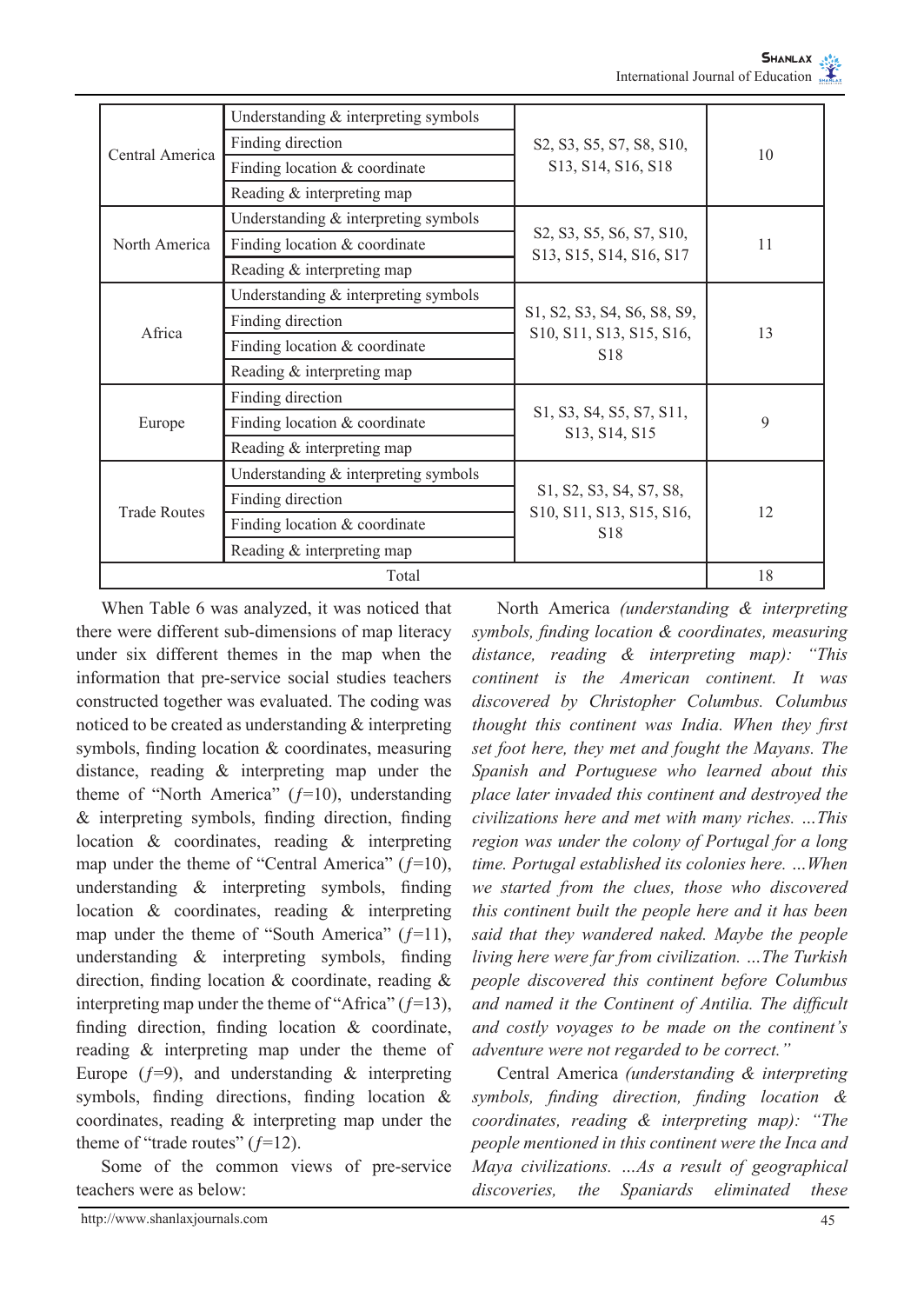| Central America | Understanding & interpreting symbols | S2, S3, S5, S7, S8, S10, S13, S14, S16, S18 | 10 |
|---|---|---|---|
| | Finding direction | | |
| | Finding location & coordinate | | |
| | Reading & interpreting map | | |
| North America | Understanding & interpreting symbols | S2, S3, S5, S6, S7, S10, S13, S15, S14, S16, S17 | 11 |
| | Finding location & coordinate | | |
| | Reading & interpreting map | | |
| Africa | Understanding & interpreting symbols | S1, S2, S3, S4, S6, S8, S9, S10, S11, S13, S15, S16, S18 | 13 |
| | Finding direction | | |
| | Finding location & coordinate | | |
| | Reading & interpreting map | | |
| Europe | Finding direction | S1, S3, S4, S5, S7, S11, S13, S14, S15 | 9 |
| | Finding location & coordinate | | |
| | Reading & interpreting map | | |
| Trade Routes | Understanding & interpreting symbols | S1, S2, S3, S4, S7, S8, S10, S11, S13, S15, S16, S18 | 12 |
| | Finding direction | | |
| | Finding location & coordinate | | |
| | Reading & interpreting map | | |
| Total | | | 18 |

When Table 6 was analyzed, it was noticed that there were different sub-dimensions of map literacy under six different themes in the map when the information that pre-service social studies teachers constructed together was evaluated. The coding was noticed to be created as understanding & interpreting symbols, finding location & coordinates, measuring distance, reading & interpreting map under the theme of "North America" ($f$=10), understanding & interpreting symbols, finding direction, finding location & coordinates, reading & interpreting map under the theme of "Central America" ($f$=10), understanding & interpreting symbols, finding location & coordinates, reading & interpreting map under the theme of "South America" ($f$=11), understanding & interpreting symbols, finding direction, finding location & coordinate, reading & interpreting map under the theme of "Africa" ($f$=13), finding direction, finding location & coordinate, reading & interpreting map under the theme of Europe ($f$=9), and understanding & interpreting symbols, finding directions, finding location & coordinates, reading & interpreting map under the theme of "trade routes" ($f$=12).

Some of the common views of pre-service teachers were as below:

North America *(understanding & interpreting symbols, finding location & coordinates, measuring distance, reading & interpreting map): "This continent is the American continent. It was discovered by Christopher Columbus. Columbus thought this continent was India. When they first set foot here, they met and fought the Mayans. The Spanish and Portuguese who learned about this place later invaded this continent and destroyed the civilizations here and met with many riches. …This region was under the colony of Portugal for a long time. Portugal established its colonies here. …When we started from the clues, those who discovered this continent built the people here and it has been said that they wandered naked. Maybe the people living here were far from civilization. …The Turkish people discovered this continent before Columbus and named it the Continent of Antilia. The difficult and costly voyages to be made on the continent's adventure were not regarded to be correct."*

Central America *(understanding & interpreting symbols, finding direction, finding location & coordinates, reading & interpreting map): "The people mentioned in this continent were the Inca and Maya civilizations. …As a result of geographical discoveries, the Spaniards eliminated these*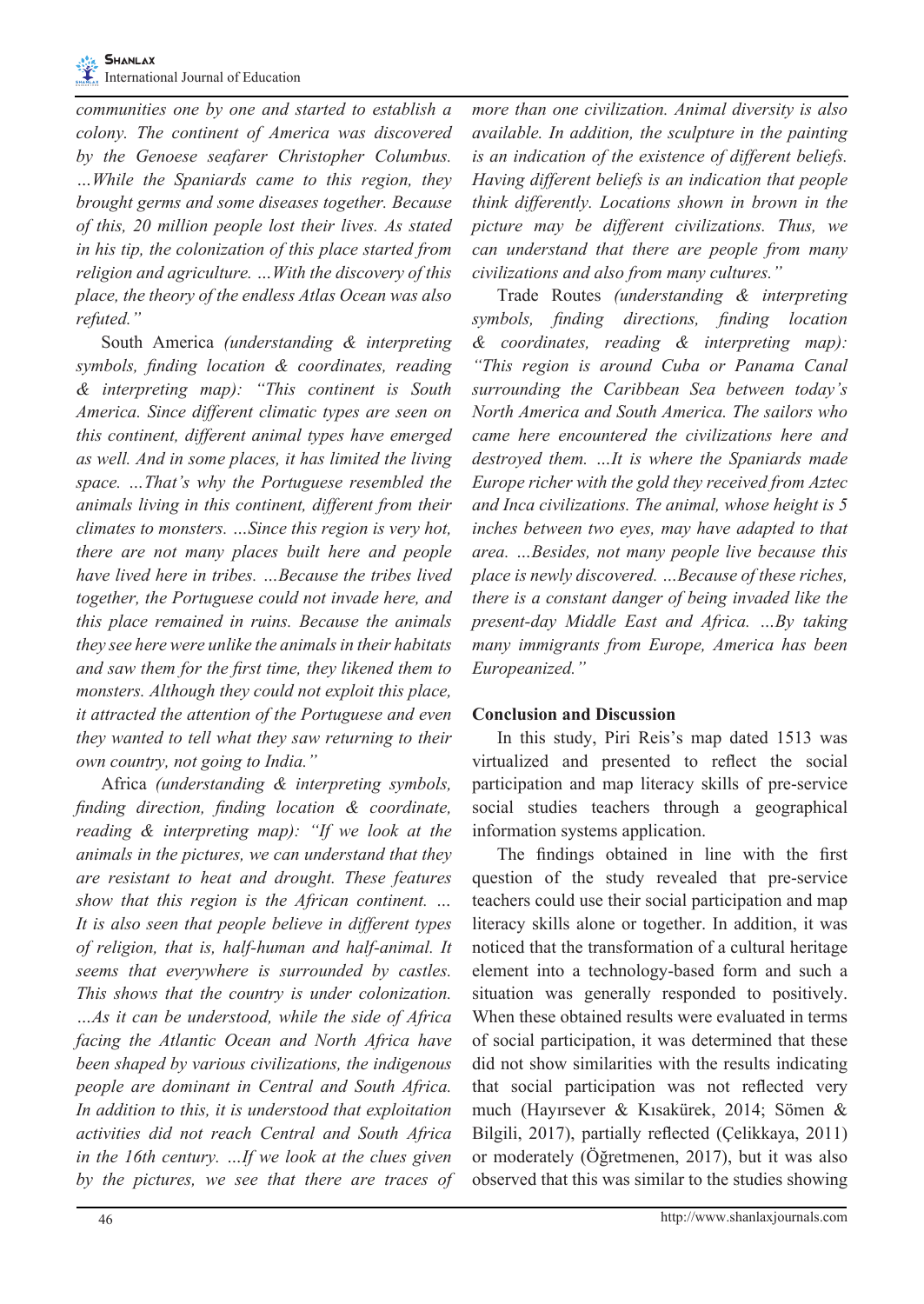*communities one by one and started to establish a colony. The continent of America was discovered by the Genoese seafarer Christopher Columbus. …While the Spaniards came to this region, they brought germs and some diseases together. Because of this, 20 million people lost their lives. As stated in his tip, the colonization of this place started from religion and agriculture. …With the discovery of this place, the theory of the endless Atlas Ocean was also refuted."*

South America *(understanding & interpreting symbols, finding location & coordinates, reading & interpreting map): "This continent is South America. Since different climatic types are seen on this continent, different animal types have emerged as well. And in some places, it has limited the living space. …That's why the Portuguese resembled the animals living in this continent, different from their climates to monsters. …Since this region is very hot, there are not many places built here and people have lived here in tribes. …Because the tribes lived together, the Portuguese could not invade here, and this place remained in ruins. Because the animals they see here were unlike the animals in their habitats and saw them for the first time, they likened them to monsters. Although they could not exploit this place, it attracted the attention of the Portuguese and even they wanted to tell what they saw returning to their own country, not going to India."*

Africa *(understanding & interpreting symbols, finding direction, finding location & coordinate, reading & interpreting map): "If we look at the animals in the pictures, we can understand that they are resistant to heat and drought. These features show that this region is the African continent. … It is also seen that people believe in different types of religion, that is, half-human and half-animal. It seems that everywhere is surrounded by castles. This shows that the country is under colonization. …As it can be understood, while the side of Africa facing the Atlantic Ocean and North Africa have been shaped by various civilizations, the indigenous people are dominant in Central and South Africa. In addition to this, it is understood that exploitation activities did not reach Central and South Africa in the 16th century. …If we look at the clues given by the pictures, we see that there are traces of more than one civilization. Animal diversity is also available. In addition, the sculpture in the painting is an indication of the existence of different beliefs. Having different beliefs is an indication that people think differently. Locations shown in brown in the picture may be different civilizations. Thus, we can understand that there are people from many civilizations and also from many cultures."*

Trade Routes *(understanding & interpreting symbols, finding directions, finding location & coordinates, reading & interpreting map): "This region is around Cuba or Panama Canal surrounding the Caribbean Sea between today's North America and South America. The sailors who came here encountered the civilizations here and destroyed them. …It is where the Spaniards made Europe richer with the gold they received from Aztec and Inca civilizations. The animal, whose height is 5 inches between two eyes, may have adapted to that area. …Besides, not many people live because this place is newly discovered. …Because of these riches, there is a constant danger of being invaded like the present-day Middle East and Africa. …By taking many immigrants from Europe, America has been Europeanized."*

## Conclusion and Discussion

In this study, Piri Reis's map dated 1513 was virtualized and presented to reflect the social participation and map literacy skills of pre-service social studies teachers through a geographical information systems application.

The findings obtained in line with the first question of the study revealed that pre-service teachers could use their social participation and map literacy skills alone or together. In addition, it was noticed that the transformation of a cultural heritage element into a technology-based form and such a situation was generally responded to positively. When these obtained results were evaluated in terms of social participation, it was determined that these did not show similarities with the results indicating that social participation was not reflected very much (Hayırsever & Kısakürek, 2014; Sömen & Bilgili, 2017), partially reflected (Çelikkaya, 2011) or moderately (Öğretmenen, 2017), but it was also observed that this was similar to the studies showing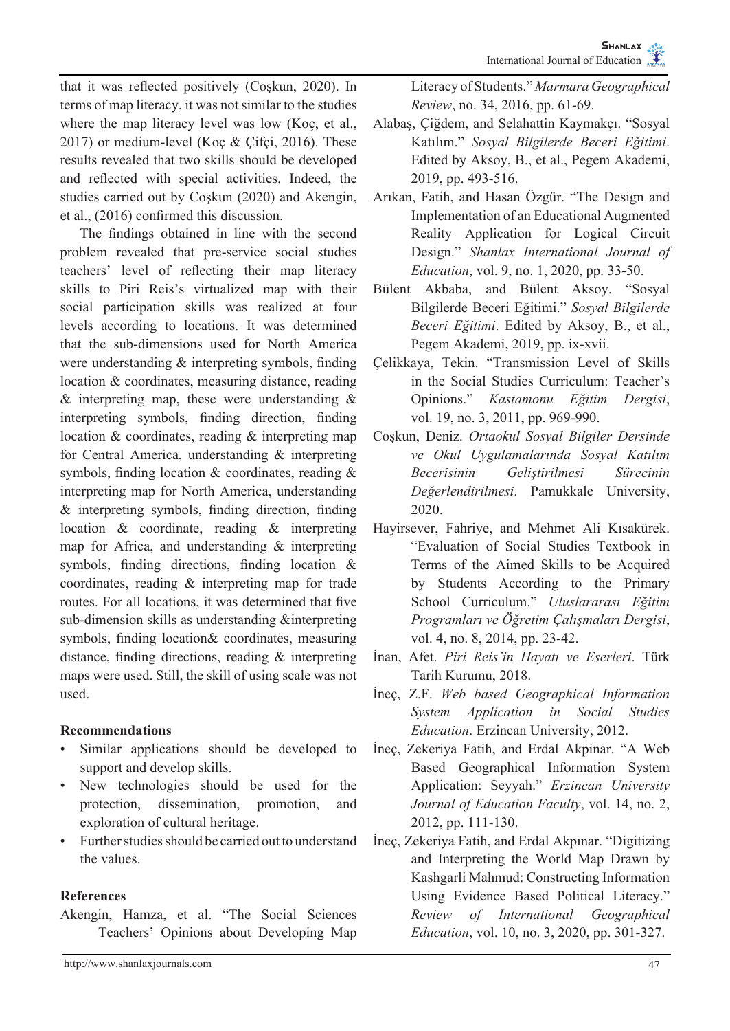that it was reflected positively (Coşkun, 2020). In terms of map literacy, it was not similar to the studies where the map literacy level was low (Koç, et al., 2017) or medium-level (Koç & Çifçi, 2016). These results revealed that two skills should be developed and reflected with special activities. Indeed, the studies carried out by Coşkun (2020) and Akengin, et al., (2016) confirmed this discussion.

The findings obtained in line with the second problem revealed that pre-service social studies teachers' level of reflecting their map literacy skills to Piri Reis's virtualized map with their social participation skills was realized at four levels according to locations. It was determined that the sub-dimensions used for North America were understanding & interpreting symbols, finding location & coordinates, measuring distance, reading & interpreting map, these were understanding & interpreting symbols, finding direction, finding location & coordinates, reading & interpreting map for Central America, understanding & interpreting symbols, finding location & coordinates, reading & interpreting map for North America, understanding & interpreting symbols, finding direction, finding location & coordinate, reading & interpreting map for Africa, and understanding & interpreting symbols, finding directions, finding location & coordinates, reading & interpreting map for trade routes. For all locations, it was determined that five sub-dimension skills as understanding &interpreting symbols, finding location& coordinates, measuring distance, finding directions, reading & interpreting maps were used. Still, the skill of using scale was not used.

## Recommendations

- Similar applications should be developed to support and develop skills.
- New technologies should be used for the protection, dissemination, promotion, and exploration of cultural heritage.
- Further studies should be carried out to understand the values.

## References

Akengin, Hamza, et al. "The Social Sciences Teachers' Opinions about Developing Map Literacy of Students." *Marmara Geographical Review*, no. 34, 2016, pp. 61-69.

Alabaş, Çiğdem, and Selahattin Kaymakçı. "Sosyal Katılım." *Sosyal Bilgilerde Beceri Eğitimi*. Edited by Aksoy, B., et al., Pegem Akademi, 2019, pp. 493-516.

Arıkan, Fatih, and Hasan Özgür. "The Design and Implementation of an Educational Augmented Reality Application for Logical Circuit Design." *Shanlax International Journal of Education*, vol. 9, no. 1, 2020, pp. 33-50.

Bülent Akbaba, and Bülent Aksoy. "Sosyal Bilgilerde Beceri Eğitimi." *Sosyal Bilgilerde Beceri Eğitimi*. Edited by Aksoy, B., et al., Pegem Akademi, 2019, pp. ix-xvii.

Çelikkaya, Tekin. "Transmission Level of Skills in the Social Studies Curriculum: Teacher's Opinions." *Kastamonu Eğitim Dergisi*, vol. 19, no. 3, 2011, pp. 969-990.

Coşkun, Deniz. *Ortaokul Sosyal Bilgiler Dersinde ve Okul Uygulamalarında Sosyal Katılım Becerisinin Geliştirilmesi Sürecinin Değerlendirilmesi*. Pamukkale University, 2020.

Hayirsever, Fahriye, and Mehmet Ali Kısakürek. "Evaluation of Social Studies Textbook in Terms of the Aimed Skills to be Acquired by Students According to the Primary School Curriculum." *Uluslararası Eğitim Programları ve Öğretim Çalışmaları Dergisi*, vol. 4, no. 8, 2014, pp. 23-42.

İnan, Afet. *Piri Reis'in Hayatı ve Eserleri*. Türk Tarih Kurumu, 2018.

İneç, Z.F. *Web based Geographical Information System Application in Social Studies Education*. Erzincan University, 2012.

İneç, Zekeriya Fatih, and Erdal Akpinar. "A Web Based Geographical Information System Application: Seyyah." *Erzincan University Journal of Education Faculty*, vol. 14, no. 2, 2012, pp. 111-130.

İneç, Zekeriya Fatih, and Erdal Akpınar. "Digitizing and Interpreting the World Map Drawn by Kashgarli Mahmud: Constructing Information Using Evidence Based Political Literacy." *Review of International Geographical Education*, vol. 10, no. 3, 2020, pp. 301-327.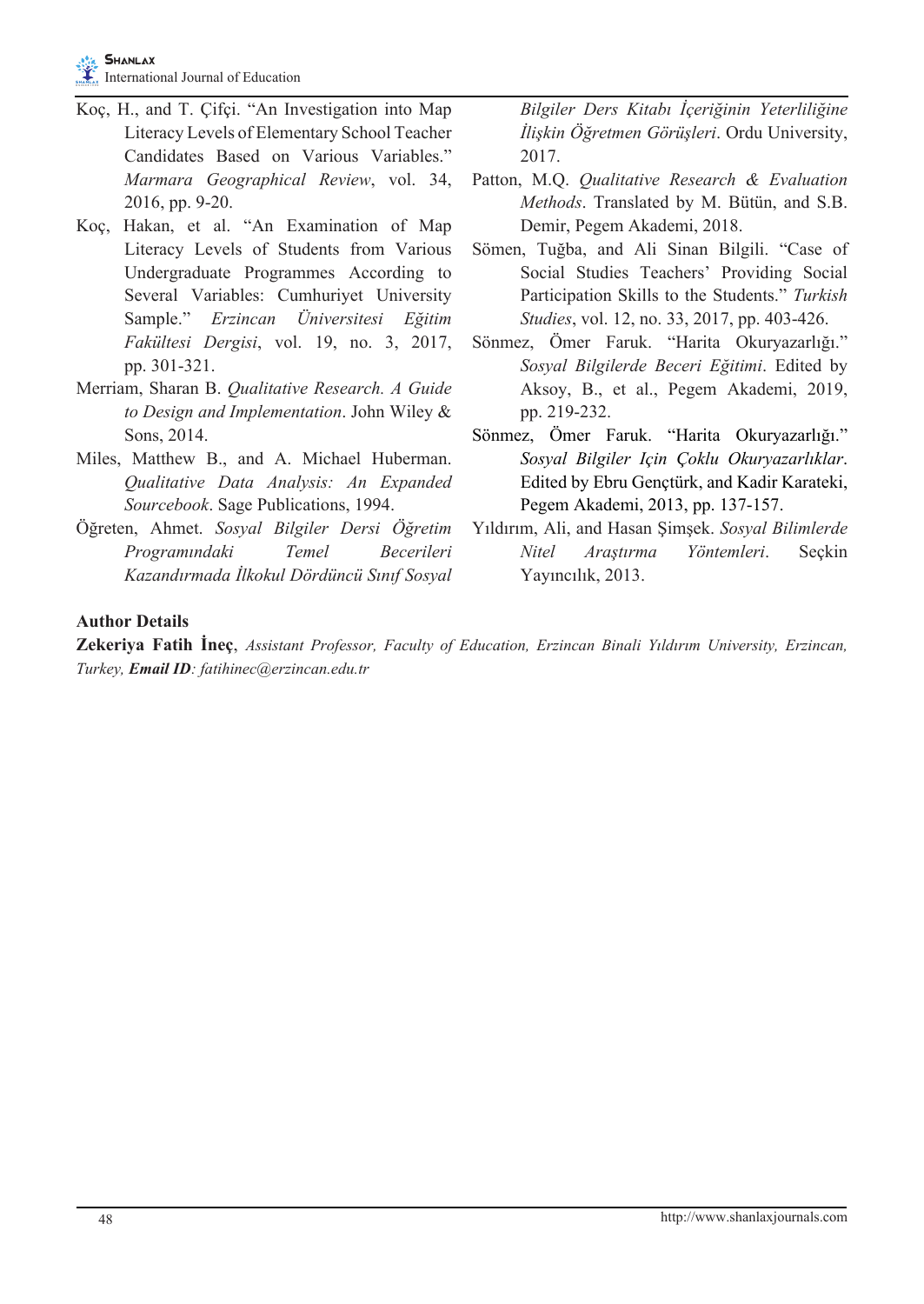Koç, H., and T. Çifçi. “An Investigation into Map Literacy Levels of Elementary School Teacher Candidates Based on Various Variables.” *Marmara Geographical Review*, vol. 34, 2016, pp. 9-20.

Koç, Hakan, et al. “An Examination of Map Literacy Levels of Students from Various Undergraduate Programmes According to Several Variables: Cumhuriyet University Sample.” *Erzincan Üniversitesi Eğitim Fakültesi Dergisi*, vol. 19, no. 3, 2017, pp. 301-321.

Merriam, Sharan B. *Qualitative Research. A Guide to Design and Implementation*. John Wiley & Sons, 2014.

Miles, Matthew B., and A. Michael Huberman. *Qualitative Data Analysis: An Expanded Sourcebook*. Sage Publications, 1994.

Öğreten, Ahmet. *Sosyal Bilgiler Dersi Öğretim Programındaki Temel Becerileri Kazandırmada İlkokul Dördüncü Sınıf Sosyal Bilgiler Ders Kitabı İçeriğinin Yeterliliğine İlişkin Öğretmen Görüşleri*. Ordu University, 2017.

Patton, M.Q. *Qualitative Research & Evaluation Methods*. Translated by M. Bütün, and S.B. Demir, Pegem Akademi, 2018.

Sömen, Tuğba, and Ali Sinan Bilgili. “Case of Social Studies Teachers’ Providing Social Participation Skills to the Students.” *Turkish Studies*, vol. 12, no. 33, 2017, pp. 403-426.

Sönmez, Ömer Faruk. “Harita Okuryazarlığı.” *Sosyal Bilgilerde Beceri Eğitimi*. Edited by Aksoy, B., et al., Pegem Akademi, 2019, pp. 219-232.

Sönmez, Ömer Faruk. “Harita Okuryazarlığı.” *Sosyal Bilgiler Için Çoklu Okuryazarlıklar*. Edited by Ebru Gençtürk, and Kadir Karateki, Pegem Akademi, 2013, pp. 137-157.

Yıldırım, Ali, and Hasan Şimşek. *Sosyal Bilimlerde Nitel Araştırma Yöntemleri*. Seçkin Yayıncılık, 2013.

**Author Details**

**Zekeriya Fatih İneç**, *Assistant Professor, Faculty of Education, Erzincan Binali Yıldırım University, Erzincan, Turkey,* ***Email ID****: fatihinec@erzincan.edu.tr*